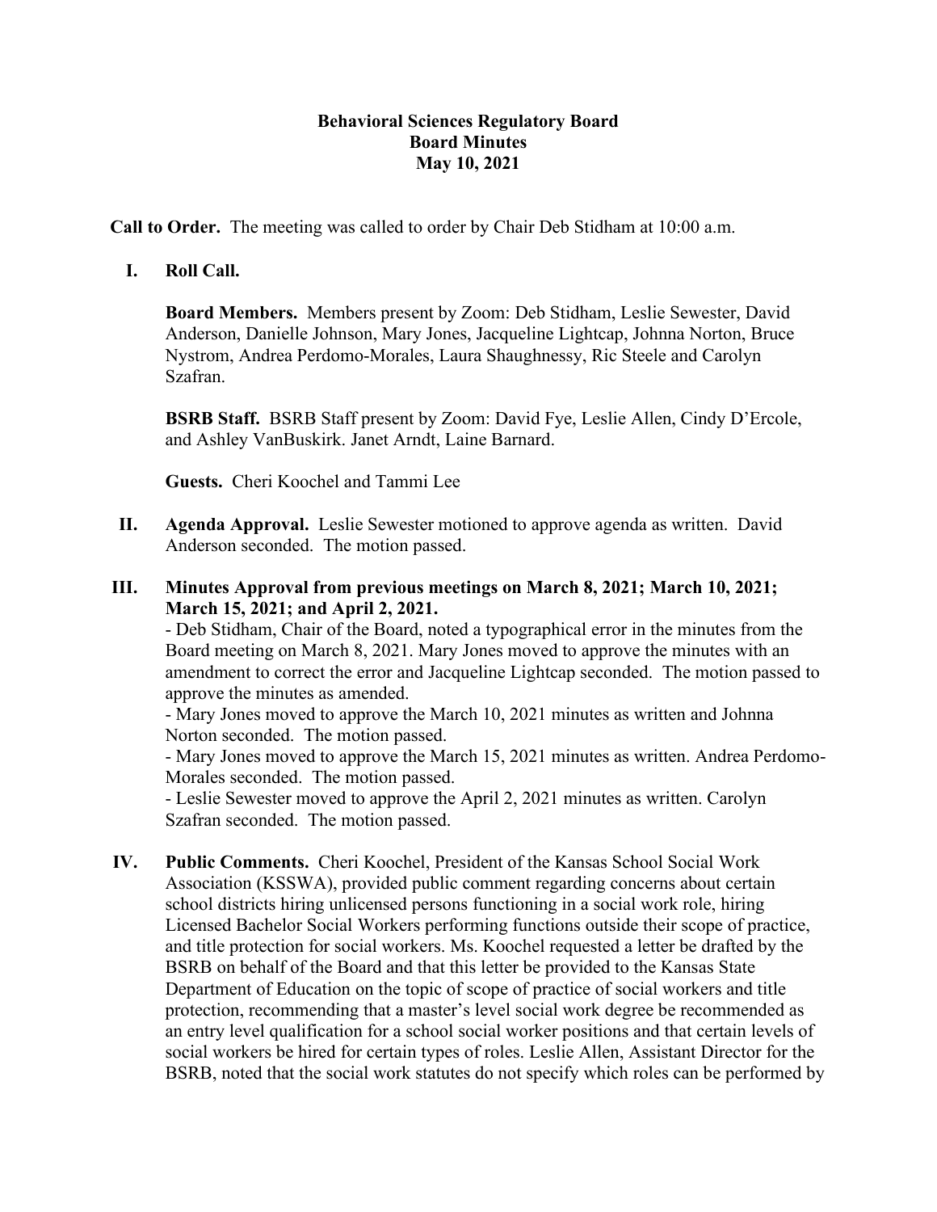**Behavioral Sciences Regulatory Board**
**Board Minutes**
**May 10, 2021**

**Call to Order.** The meeting was called to order by Chair Deb Stidham at 10:00 a.m.

**I. Roll Call.**

**Board Members.** Members present by Zoom: Deb Stidham, Leslie Sewester, David Anderson, Danielle Johnson, Mary Jones, Jacqueline Lightcap, Johnna Norton, Bruce Nystrom, Andrea Perdomo-Morales, Laura Shaughnessy, Ric Steele and Carolyn Szafran.

**BSRB Staff.** BSRB Staff present by Zoom: David Fye, Leslie Allen, Cindy D'Ercole, and Ashley VanBuskirk. Janet Arndt, Laine Barnard.

**Guests.** Cheri Koochel and Tammi Lee

**II. Agenda Approval.** Leslie Sewester motioned to approve agenda as written. David Anderson seconded. The motion passed.

**III. Minutes Approval from previous meetings on March 8, 2021; March 10, 2021; March 15, 2021; and April 2, 2021.**

- Deb Stidham, Chair of the Board, noted a typographical error in the minutes from the Board meeting on March 8, 2021. Mary Jones moved to approve the minutes with an amendment to correct the error and Jacqueline Lightcap seconded. The motion passed to approve the minutes as amended.
- Mary Jones moved to approve the March 10, 2021 minutes as written and Johnna Norton seconded. The motion passed.
- Mary Jones moved to approve the March 15, 2021 minutes as written. Andrea Perdomo-Morales seconded. The motion passed.
- Leslie Sewester moved to approve the April 2, 2021 minutes as written. Carolyn Szafran seconded. The motion passed.

**IV. Public Comments.** Cheri Koochel, President of the Kansas School Social Work Association (KSSWA), provided public comment regarding concerns about certain school districts hiring unlicensed persons functioning in a social work role, hiring Licensed Bachelor Social Workers performing functions outside their scope of practice, and title protection for social workers. Ms. Koochel requested a letter be drafted by the BSRB on behalf of the Board and that this letter be provided to the Kansas State Department of Education on the topic of scope of practice of social workers and title protection, recommending that a master's level social work degree be recommended as an entry level qualification for a school social worker positions and that certain levels of social workers be hired for certain types of roles. Leslie Allen, Assistant Director for the BSRB, noted that the social work statutes do not specify which roles can be performed by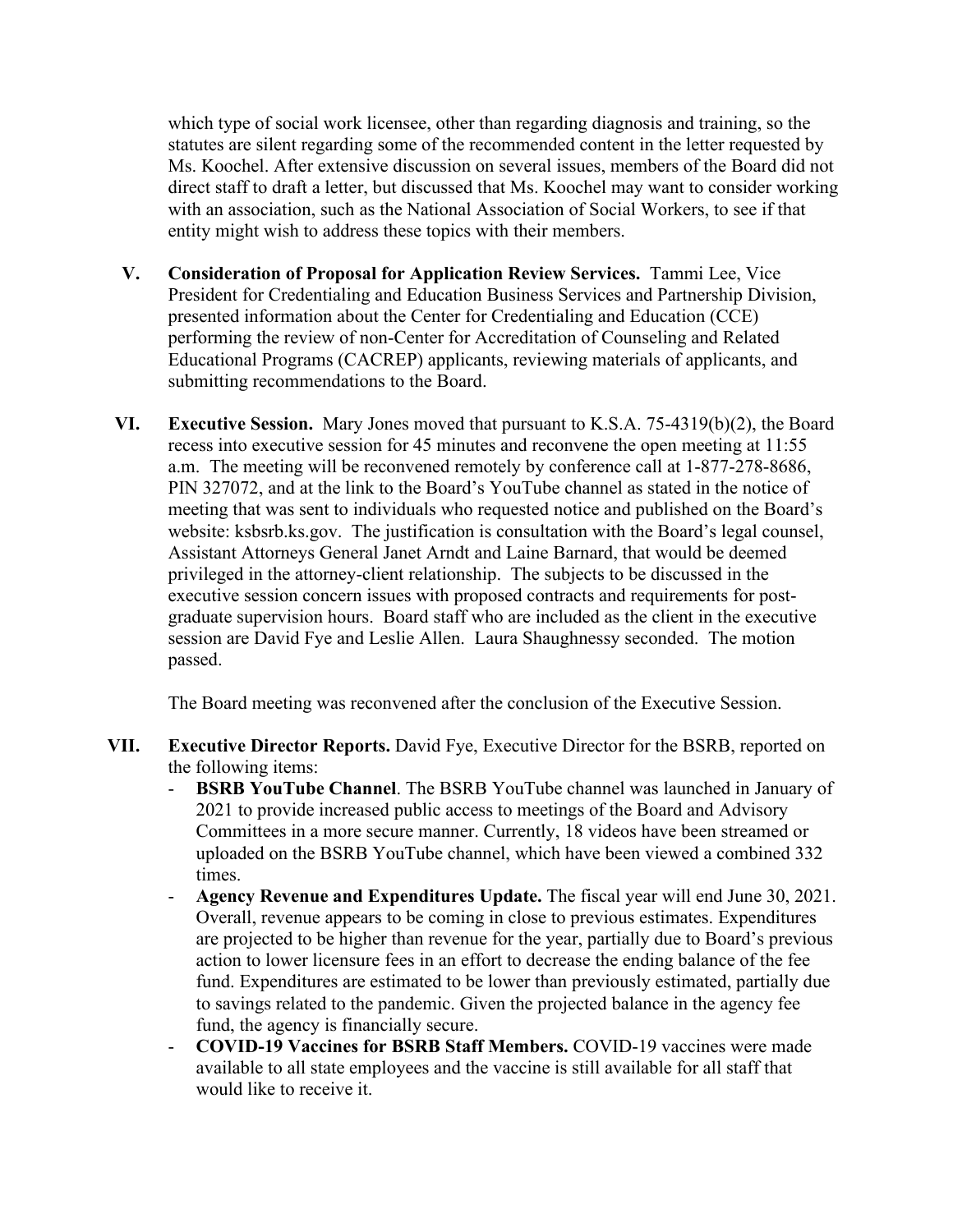which type of social work licensee, other than regarding diagnosis and training, so the statutes are silent regarding some of the recommended content in the letter requested by Ms. Koochel. After extensive discussion on several issues, members of the Board did not direct staff to draft a letter, but discussed that Ms. Koochel may want to consider working with an association, such as the National Association of Social Workers, to see if that entity might wish to address these topics with their members.

V. **Consideration of Proposal for Application Review Services.** Tammi Lee, Vice President for Credentialing and Education Business Services and Partnership Division, presented information about the Center for Credentialing and Education (CCE) performing the review of non-Center for Accreditation of Counseling and Related Educational Programs (CACREP) applicants, reviewing materials of applicants, and submitting recommendations to the Board.

VI. **Executive Session.** Mary Jones moved that pursuant to K.S.A. 75-4319(b)(2), the Board recess into executive session for 45 minutes and reconvene the open meeting at 11:55 a.m. The meeting will be reconvened remotely by conference call at 1-877-278-8686, PIN 327072, and at the link to the Board's YouTube channel as stated in the notice of meeting that was sent to individuals who requested notice and published on the Board's website: ksbsrb.ks.gov. The justification is consultation with the Board's legal counsel, Assistant Attorneys General Janet Arndt and Laine Barnard, that would be deemed privileged in the attorney-client relationship. The subjects to be discussed in the executive session concern issues with proposed contracts and requirements for post-graduate supervision hours. Board staff who are included as the client in the executive session are David Fye and Leslie Allen. Laura Shaughnessy seconded. The motion passed.

The Board meeting was reconvened after the conclusion of the Executive Session.

VII. **Executive Director Reports.** David Fye, Executive Director for the BSRB, reported on the following items:

- **BSRB YouTube Channel**. The BSRB YouTube channel was launched in January of 2021 to provide increased public access to meetings of the Board and Advisory Committees in a more secure manner. Currently, 18 videos have been streamed or uploaded on the BSRB YouTube channel, which have been viewed a combined 332 times.
- **Agency Revenue and Expenditures Update.** The fiscal year will end June 30, 2021. Overall, revenue appears to be coming in close to previous estimates. Expenditures are projected to be higher than revenue for the year, partially due to Board's previous action to lower licensure fees in an effort to decrease the ending balance of the fee fund. Expenditures are estimated to be lower than previously estimated, partially due to savings related to the pandemic. Given the projected balance in the agency fee fund, the agency is financially secure.
- **COVID-19 Vaccines for BSRB Staff Members.** COVID-19 vaccines were made available to all state employees and the vaccine is still available for all staff that would like to receive it.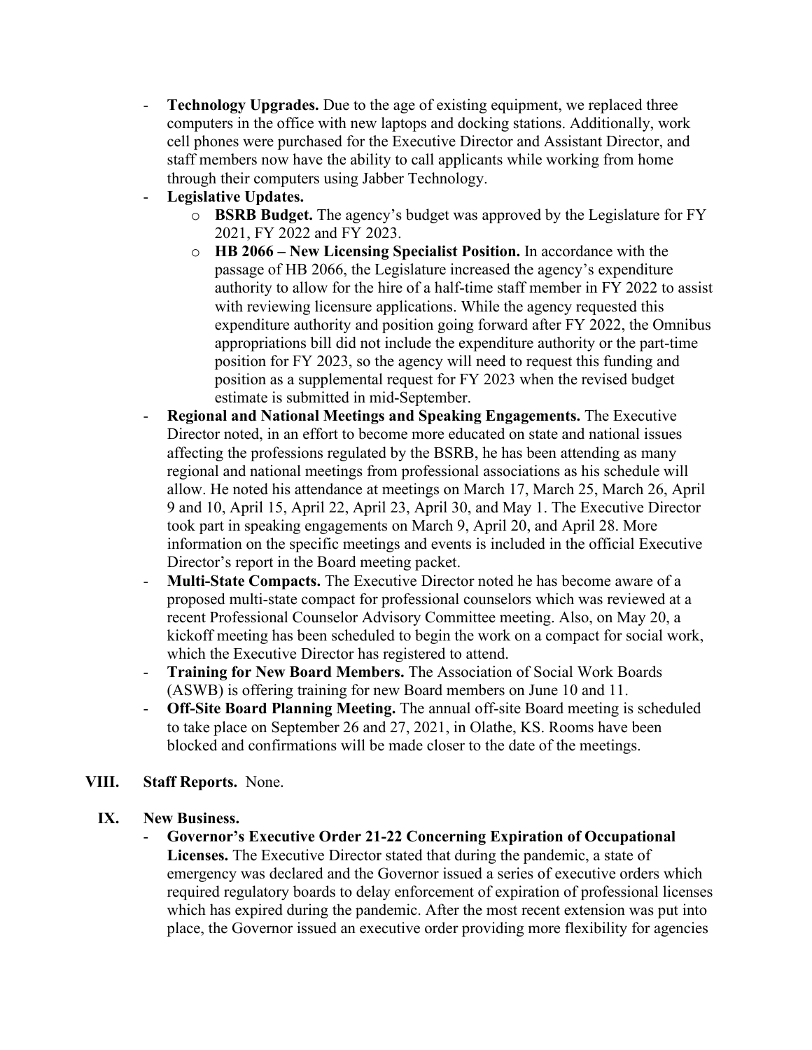- **Technology Upgrades.** Due to the age of existing equipment, we replaced three computers in the office with new laptops and docking stations. Additionally, work cell phones were purchased for the Executive Director and Assistant Director, and staff members now have the ability to call applicants while working from home through their computers using Jabber Technology.
- **Legislative Updates.**
  - **BSRB Budget.** The agency's budget was approved by the Legislature for FY 2021, FY 2022 and FY 2023.
  - **HB 2066 – New Licensing Specialist Position.** In accordance with the passage of HB 2066, the Legislature increased the agency's expenditure authority to allow for the hire of a half-time staff member in FY 2022 to assist with reviewing licensure applications. While the agency requested this expenditure authority and position going forward after FY 2022, the Omnibus appropriations bill did not include the expenditure authority or the part-time position for FY 2023, so the agency will need to request this funding and position as a supplemental request for FY 2023 when the revised budget estimate is submitted in mid-September.
- **Regional and National Meetings and Speaking Engagements.** The Executive Director noted, in an effort to become more educated on state and national issues affecting the professions regulated by the BSRB, he has been attending as many regional and national meetings from professional associations as his schedule will allow. He noted his attendance at meetings on March 17, March 25, March 26, April 9 and 10, April 15, April 22, April 23, April 30, and May 1. The Executive Director took part in speaking engagements on March 9, April 20, and April 28. More information on the specific meetings and events is included in the official Executive Director's report in the Board meeting packet.
- **Multi-State Compacts.** The Executive Director noted he has become aware of a proposed multi-state compact for professional counselors which was reviewed at a recent Professional Counselor Advisory Committee meeting. Also, on May 20, a kickoff meeting has been scheduled to begin the work on a compact for social work, which the Executive Director has registered to attend.
- **Training for New Board Members.** The Association of Social Work Boards (ASWB) is offering training for new Board members on June 10 and 11.
- **Off-Site Board Planning Meeting.** The annual off-site Board meeting is scheduled to take place on September 26 and 27, 2021, in Olathe, KS. Rooms have been blocked and confirmations will be made closer to the date of the meetings.

## VIII. Staff Reports. None.

## IX. New Business.

- **Governor's Executive Order 21-22 Concerning Expiration of Occupational Licenses.** The Executive Director stated that during the pandemic, a state of emergency was declared and the Governor issued a series of executive orders which required regulatory boards to delay enforcement of expiration of professional licenses which has expired during the pandemic. After the most recent extension was put into place, the Governor issued an executive order providing more flexibility for agencies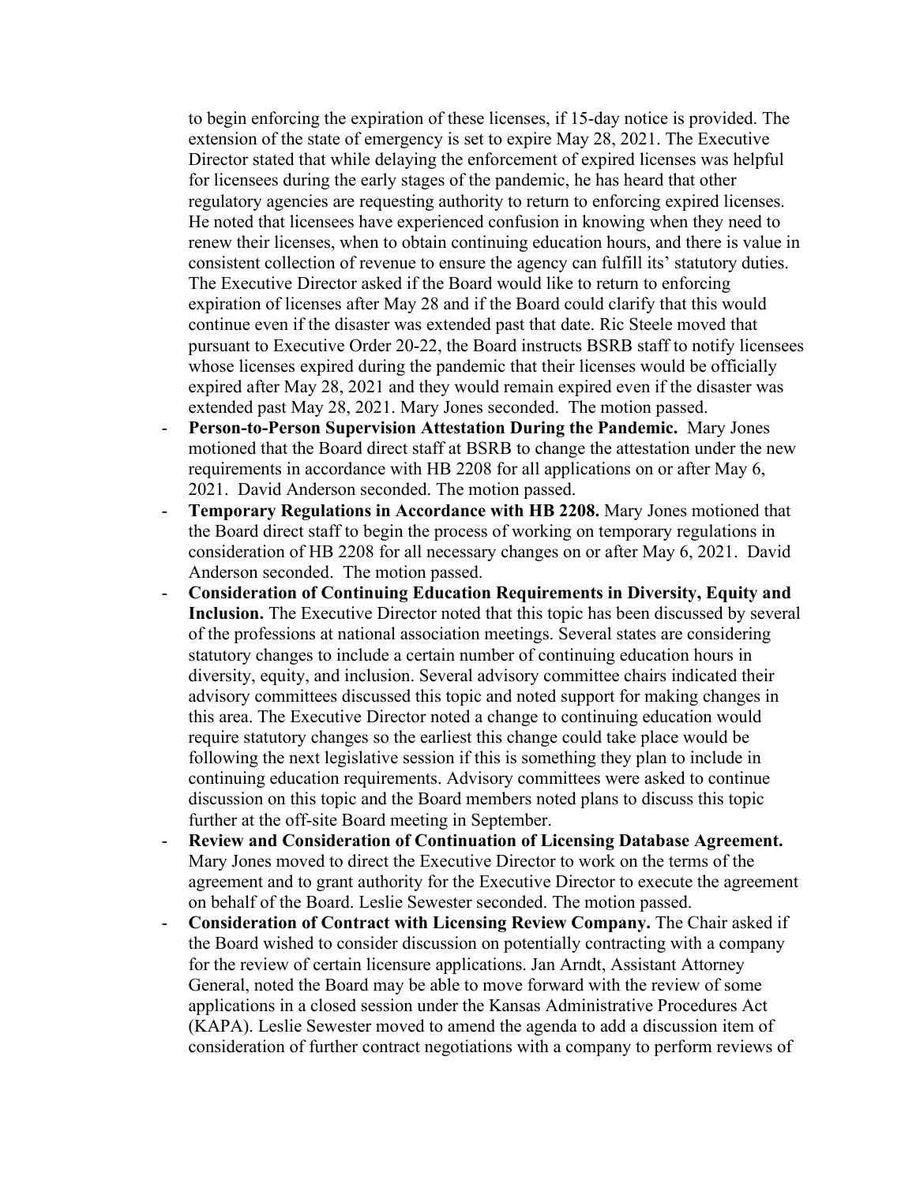to begin enforcing the expiration of these licenses, if 15-day notice is provided. The extension of the state of emergency is set to expire May 28, 2021. The Executive Director stated that while delaying the enforcement of expired licenses was helpful for licensees during the early stages of the pandemic, he has heard that other regulatory agencies are requesting authority to return to enforcing expired licenses. He noted that licensees have experienced confusion in knowing when they need to renew their licenses, when to obtain continuing education hours, and there is value in consistent collection of revenue to ensure the agency can fulfill its' statutory duties. The Executive Director asked if the Board would like to return to enforcing expiration of licenses after May 28 and if the Board could clarify that this would continue even if the disaster was extended past that date. Ric Steele moved that pursuant to Executive Order 20-22, the Board instructs BSRB staff to notify licensees whose licenses expired during the pandemic that their licenses would be officially expired after May 28, 2021 and they would remain expired even if the disaster was extended past May 28, 2021. Mary Jones seconded. The motion passed.

- **Person-to-Person Supervision Attestation During the Pandemic.** Mary Jones motioned that the Board direct staff at BSRB to change the attestation under the new requirements in accordance with HB 2208 for all applications on or after May 6, 2021. David Anderson seconded. The motion passed.
- **Temporary Regulations in Accordance with HB 2208.** Mary Jones motioned that the Board direct staff to begin the process of working on temporary regulations in consideration of HB 2208 for all necessary changes on or after May 6, 2021. David Anderson seconded. The motion passed.
- **Consideration of Continuing Education Requirements in Diversity, Equity and Inclusion.** The Executive Director noted that this topic has been discussed by several of the professions at national association meetings. Several states are considering statutory changes to include a certain number of continuing education hours in diversity, equity, and inclusion. Several advisory committee chairs indicated their advisory committees discussed this topic and noted support for making changes in this area. The Executive Director noted a change to continuing education would require statutory changes so the earliest this change could take place would be following the next legislative session if this is something they plan to include in continuing education requirements. Advisory committees were asked to continue discussion on this topic and the Board members noted plans to discuss this topic further at the off-site Board meeting in September.
- **Review and Consideration of Continuation of Licensing Database Agreement.** Mary Jones moved to direct the Executive Director to work on the terms of the agreement and to grant authority for the Executive Director to execute the agreement on behalf of the Board. Leslie Sewester seconded. The motion passed.
- **Consideration of Contract with Licensing Review Company.** The Chair asked if the Board wished to consider discussion on potentially contracting with a company for the review of certain licensure applications. Jan Arndt, Assistant Attorney General, noted the Board may be able to move forward with the review of some applications in a closed session under the Kansas Administrative Procedures Act (KAPA). Leslie Sewester moved to amend the agenda to add a discussion item of consideration of further contract negotiations with a company to perform reviews of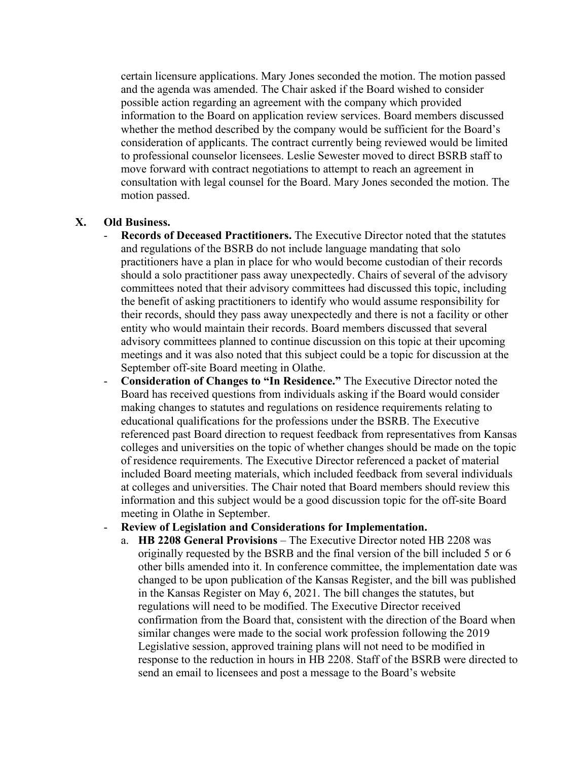certain licensure applications. Mary Jones seconded the motion. The motion passed and the agenda was amended. The Chair asked if the Board wished to consider possible action regarding an agreement with the company which provided information to the Board on application review services. Board members discussed whether the method described by the company would be sufficient for the Board's consideration of applicants. The contract currently being reviewed would be limited to professional counselor licensees. Leslie Sewester moved to direct BSRB staff to move forward with contract negotiations to attempt to reach an agreement in consultation with legal counsel for the Board. Mary Jones seconded the motion. The motion passed.

## X. Old Business.

- **Records of Deceased Practitioners.** The Executive Director noted that the statutes and regulations of the BSRB do not include language mandating that solo practitioners have a plan in place for who would become custodian of their records should a solo practitioner pass away unexpectedly. Chairs of several of the advisory committees noted that their advisory committees had discussed this topic, including the benefit of asking practitioners to identify who would assume responsibility for their records, should they pass away unexpectedly and there is not a facility or other entity who would maintain their records. Board members discussed that several advisory committees planned to continue discussion on this topic at their upcoming meetings and it was also noted that this subject could be a topic for discussion at the September off-site Board meeting in Olathe.
- **Consideration of Changes to "In Residence."** The Executive Director noted the Board has received questions from individuals asking if the Board would consider making changes to statutes and regulations on residence requirements relating to educational qualifications for the professions under the BSRB. The Executive referenced past Board direction to request feedback from representatives from Kansas colleges and universities on the topic of whether changes should be made on the topic of residence requirements. The Executive Director referenced a packet of material included Board meeting materials, which included feedback from several individuals at colleges and universities. The Chair noted that Board members should review this information and this subject would be a good discussion topic for the off-site Board meeting in Olathe in September.
- **Review of Legislation and Considerations for Implementation.**
    a. **HB 2208 General Provisions** – The Executive Director noted HB 2208 was originally requested by the BSRB and the final version of the bill included 5 or 6 other bills amended into it. In conference committee, the implementation date was changed to be upon publication of the Kansas Register, and the bill was published in the Kansas Register on May 6, 2021. The bill changes the statutes, but regulations will need to be modified. The Executive Director received confirmation from the Board that, consistent with the direction of the Board when similar changes were made to the social work profession following the 2019 Legislative session, approved training plans will not need to be modified in response to the reduction in hours in HB 2208. Staff of the BSRB were directed to send an email to licensees and post a message to the Board's website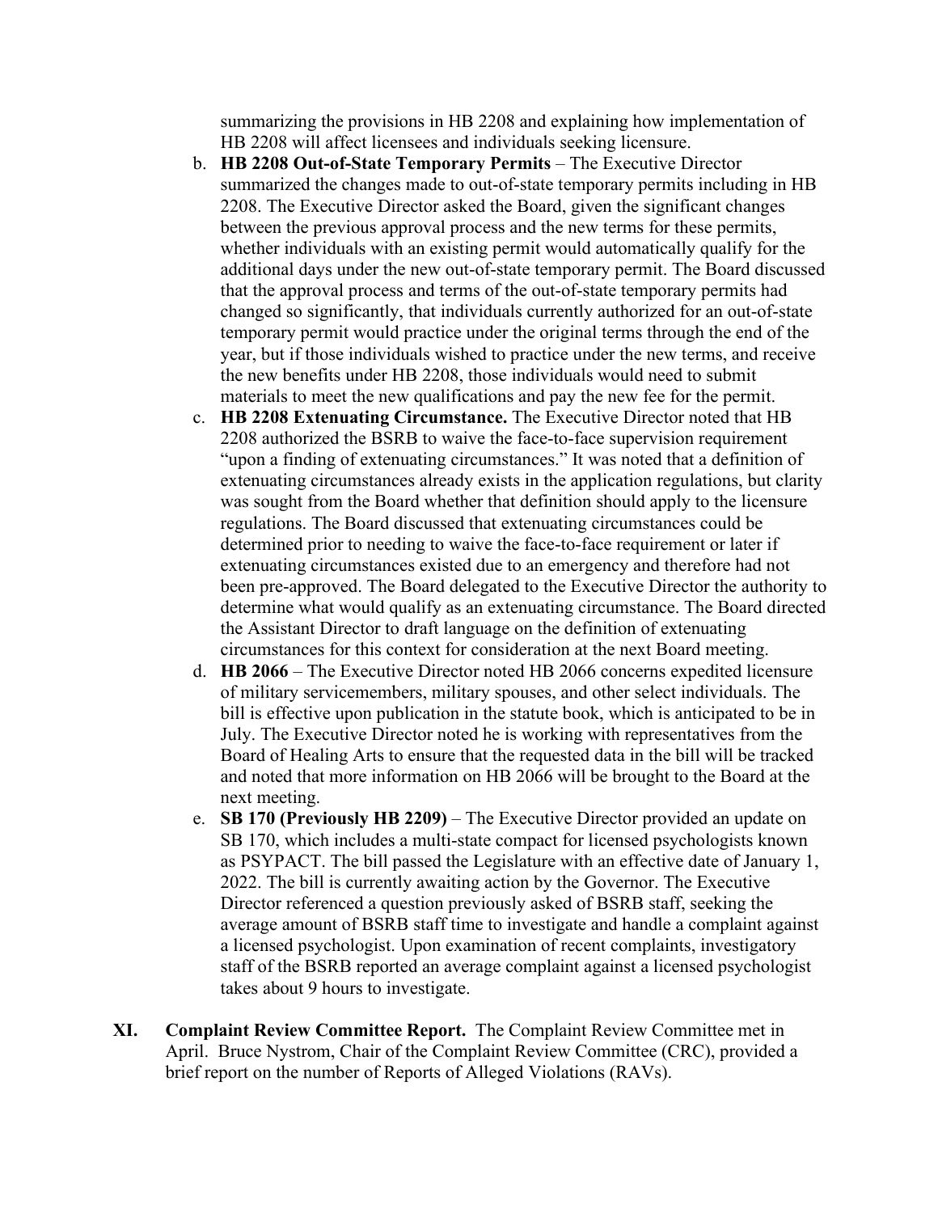summarizing the provisions in HB 2208 and explaining how implementation of HB 2208 will affect licensees and individuals seeking licensure.

b. **HB 2208 Out-of-State Temporary Permits** – The Executive Director summarized the changes made to out-of-state temporary permits including in HB 2208. The Executive Director asked the Board, given the significant changes between the previous approval process and the new terms for these permits, whether individuals with an existing permit would automatically qualify for the additional days under the new out-of-state temporary permit. The Board discussed that the approval process and terms of the out-of-state temporary permits had changed so significantly, that individuals currently authorized for an out-of-state temporary permit would practice under the original terms through the end of the year, but if those individuals wished to practice under the new terms, and receive the new benefits under HB 2208, those individuals would need to submit materials to meet the new qualifications and pay the new fee for the permit.

c. **HB 2208 Extenuating Circumstance.** The Executive Director noted that HB 2208 authorized the BSRB to waive the face-to-face supervision requirement "upon a finding of extenuating circumstances." It was noted that a definition of extenuating circumstances already exists in the application regulations, but clarity was sought from the Board whether that definition should apply to the licensure regulations. The Board discussed that extenuating circumstances could be determined prior to needing to waive the face-to-face requirement or later if extenuating circumstances existed due to an emergency and therefore had not been pre-approved. The Board delegated to the Executive Director the authority to determine what would qualify as an extenuating circumstance. The Board directed the Assistant Director to draft language on the definition of extenuating circumstances for this context for consideration at the next Board meeting.

d. **HB 2066** – The Executive Director noted HB 2066 concerns expedited licensure of military servicemembers, military spouses, and other select individuals. The bill is effective upon publication in the statute book, which is anticipated to be in July. The Executive Director noted he is working with representatives from the Board of Healing Arts to ensure that the requested data in the bill will be tracked and noted that more information on HB 2066 will be brought to the Board at the next meeting.

e. **SB 170 (Previously HB 2209)** – The Executive Director provided an update on SB 170, which includes a multi-state compact for licensed psychologists known as PSYPACT. The bill passed the Legislature with an effective date of January 1, 2022. The bill is currently awaiting action by the Governor. The Executive Director referenced a question previously asked of BSRB staff, seeking the average amount of BSRB staff time to investigate and handle a complaint against a licensed psychologist. Upon examination of recent complaints, investigatory staff of the BSRB reported an average complaint against a licensed psychologist takes about 9 hours to investigate.

**XI. Complaint Review Committee Report.** The Complaint Review Committee met in April. Bruce Nystrom, Chair of the Complaint Review Committee (CRC), provided a brief report on the number of Reports of Alleged Violations (RAVs).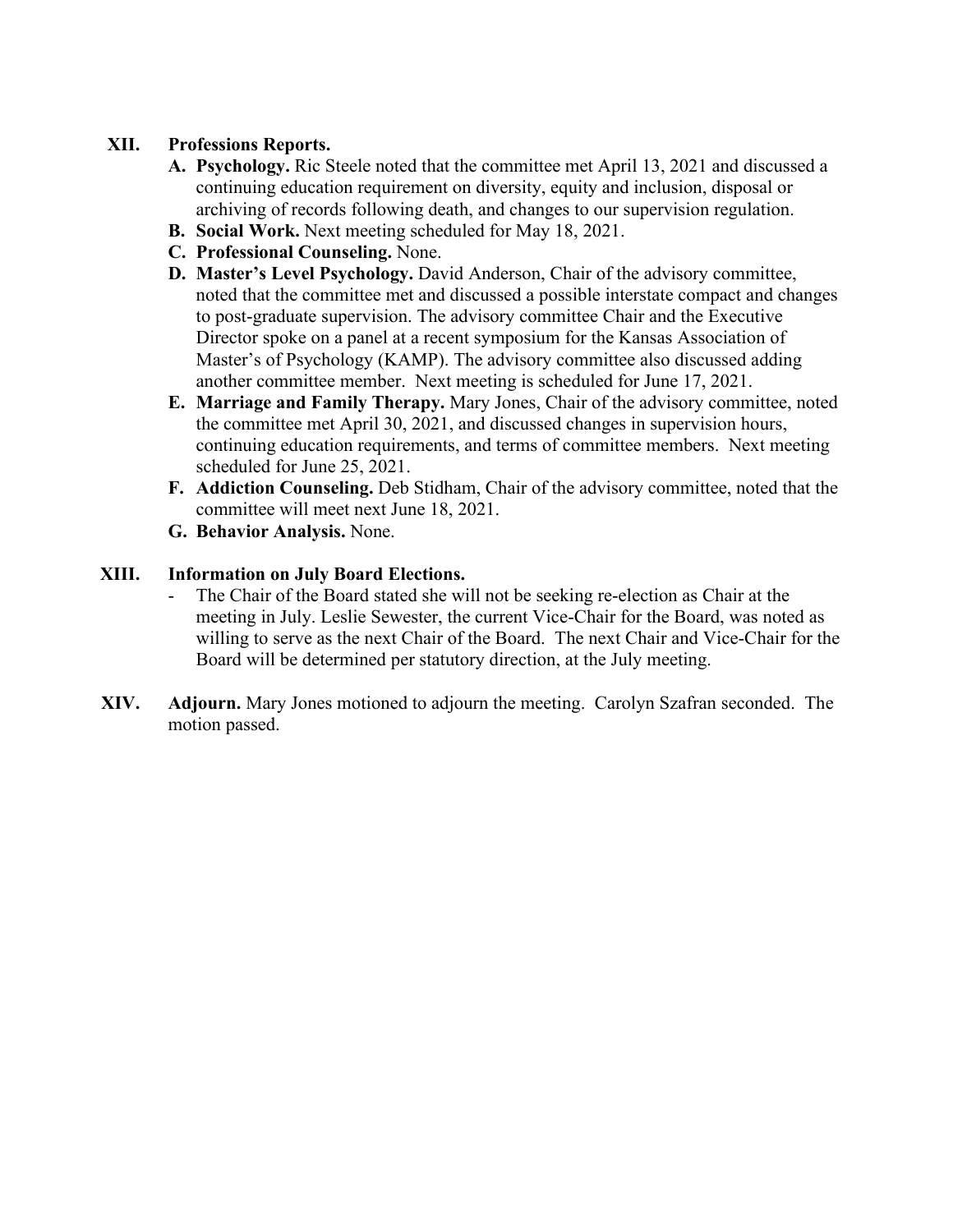**XII. Professions Reports.**

A. **Psychology.** Ric Steele noted that the committee met April 13, 2021 and discussed a continuing education requirement on diversity, equity and inclusion, disposal or archiving of records following death, and changes to our supervision regulation.

B. **Social Work.** Next meeting scheduled for May 18, 2021.

C. **Professional Counseling.** None.

D. **Master's Level Psychology.** David Anderson, Chair of the advisory committee, noted that the committee met and discussed a possible interstate compact and changes to post-graduate supervision. The advisory committee Chair and the Executive Director spoke on a panel at a recent symposium for the Kansas Association of Master's of Psychology (KAMP). The advisory committee also discussed adding another committee member. Next meeting is scheduled for June 17, 2021.

E. **Marriage and Family Therapy.** Mary Jones, Chair of the advisory committee, noted the committee met April 30, 2021, and discussed changes in supervision hours, continuing education requirements, and terms of committee members. Next meeting scheduled for June 25, 2021.

F. **Addiction Counseling.** Deb Stidham, Chair of the advisory committee, noted that the committee will meet next June 18, 2021.

G. **Behavior Analysis.** None.

**XIII. Information on July Board Elections.**

- The Chair of the Board stated she will not be seeking re-election as Chair at the meeting in July. Leslie Sewester, the current Vice-Chair for the Board, was noted as willing to serve as the next Chair of the Board. The next Chair and Vice-Chair for the Board will be determined per statutory direction, at the July meeting.

**XIV. Adjourn.** Mary Jones motioned to adjourn the meeting. Carolyn Szafran seconded. The motion passed.